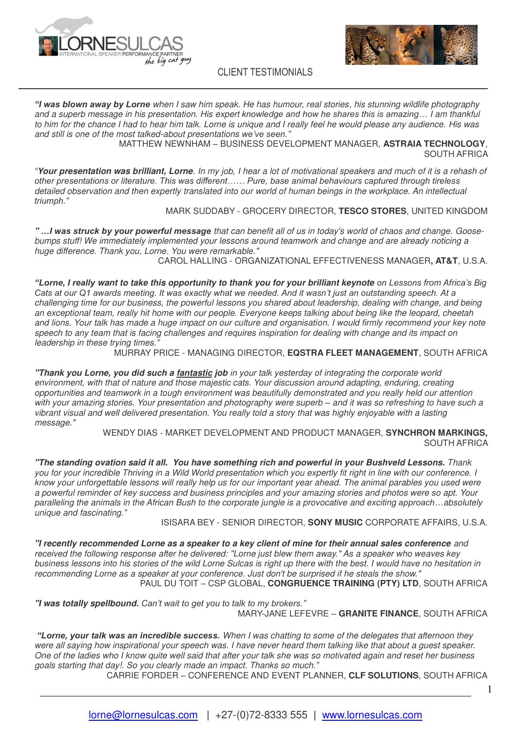# CLIENT TESTIMONIALS

***"I was blown away by Lorne*** *when I saw him speak. He has humour, real stories, his stunning wildlife photography and a superb message in his presentation. His expert knowledge and how he shares this is amazing… I am thankful to him for the chance I had to hear him talk. Lorne is unique and I really feel he would please any audience. His was and still is one of the most talked-about presentations we've seen."*

MATTHEW NEWNHAM – BUSINESS DEVELOPMENT MANAGER, **ASTRAIA TECHNOLOGY**, SOUTH AFRICA

*"**Your presentation was brilliant, Lorne**. In my job, I hear a lot of motivational speakers and much of it is a rehash of other presentations or literature. This was different…… Pure, base animal behaviours captured through tireless detailed observation and then expertly translated into our world of human beings in the workplace. An intellectual triumph."*

MARK SUDDABY - GROCERY DIRECTOR, **TESCO STORES**, UNITED KINGDOM

***" …I was struck by your powerful message*** *that can benefit all of us in today's world of chaos and change. Goose-bumps stuff! We immediately implemented your lessons around teamwork and change and are already noticing a huge difference. Thank you, Lorne. You were remarkable."*

CAROL HALLING - ORGANIZATIONAL EFFECTIVENESS MANAGER**, AT&T**, U.S.A.

***"Lorne, I really want to take this opportunity to thank you for your brilliant keynote*** *on Lessons from Africa's Big Cats at our Q1 awards meeting. It was exactly what we needed. And it wasn't just an outstanding speech. At a challenging time for our business, the powerful lessons you shared about leadership, dealing with change, and being an exceptional team, really hit home with our people. Everyone keeps talking about being like the leopard, cheetah and lions. Your talk has made a huge impact on our culture and organisation. I would firmly recommend your key note speech to any team that is facing challenges and requires inspiration for dealing with change and its impact on leadership in these trying times."*

MURRAY PRICE - MANAGING DIRECTOR, **EQSTRA FLEET MANAGEMENT**, SOUTH AFRICA

***"Thank you Lorne, you did such a <u>fantastic</u> job*** *in your talk yesterday of integrating the corporate world environment, with that of nature and those majestic cats. Your discussion around adapting, enduring, creating opportunities and teamwork in a tough environment was beautifully demonstrated and you really held our attention with your amazing stories. Your presentation and photography were superb – and it was so refreshing to have such a vibrant visual and well delivered presentation. You really told a story that was highly enjoyable with a lasting message."*

WENDY DIAS - MARKET DEVELOPMENT AND PRODUCT MANAGER, **SYNCHRON MARKINGS,** SOUTH AFRICA

***"The standing ovation said it all. You have something rich and powerful in your Bushveld Lessons.*** *Thank you for your incredible Thriving in a Wild World presentation which you expertly fit right in line with our conference. I know your unforgettable lessons will really help us for our important year ahead. The animal parables you used were a powerful reminder of key success and business principles and your amazing stories and photos were so apt. Your paralleling the animals in the African Bush to the corporate jungle is a provocative and exciting approach…absolutely unique and fascinating."*

ISISARA BEY - SENIOR DIRECTOR, **SONY MUSIC** CORPORATE AFFAIRS, U.S.A.

***"I recently recommended Lorne as a speaker to a key client of mine for their annual sales conference*** *and received the following response after he delivered: "Lorne just blew them away." As a speaker who weaves key business lessons into his stories of the wild Lorne Sulcas is right up there with the best. I would have no hesitation in recommending Lorne as a speaker at your conference. Just don't be surprised if he steals the show."*

PAUL DU TOIT – CSP GLOBAL, **CONGRUENCE TRAINING (PTY) LTD**, SOUTH AFRICA

***"I was totally spellbound.*** *Can't wait to get you to talk to my brokers."*

MARY-JANE LEFEVRE – **GRANITE FINANCE**, SOUTH AFRICA

***"Lorne, your talk was an incredible success.*** *When I was chatting to some of the delegates that afternoon they were all saying how inspirational your speech was. I have never heard them talking like that about a guest speaker. One of the ladies who I know quite well said that after your talk she was so motivated again and reset her business goals starting that day!. So you clearly made an impact. Thanks so much."*

CARRIE FORDER – CONFERENCE AND EVENT PLANNER, **CLF SOLUTIONS**, SOUTH AFRICA

lorne@lornesulcas.com | +27-(0)72-8333 555 | www.lornesulcas.com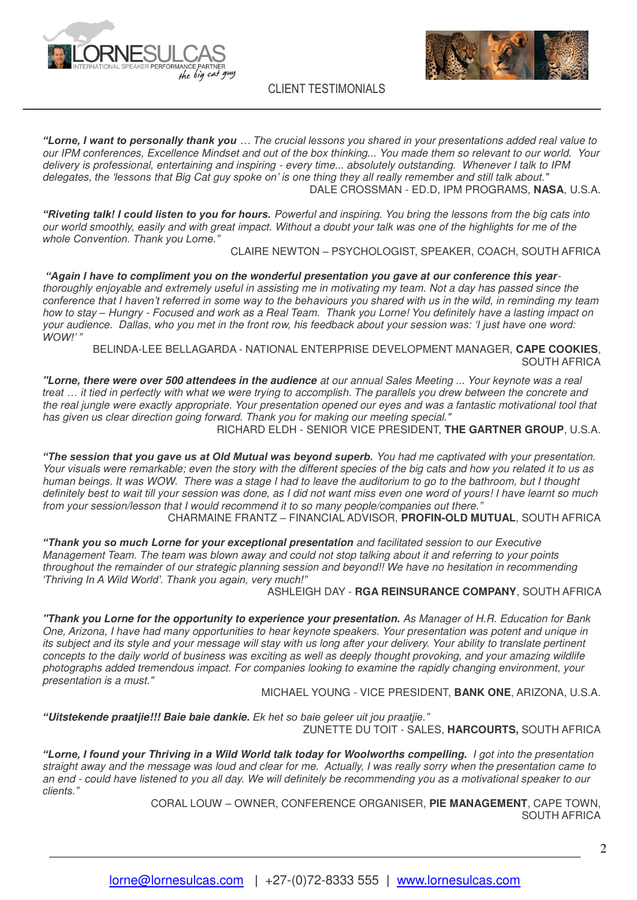LORNESULCAS
INTERNATIONAL SPEAKER PERFORMANCE PARTNER
*the big cat guy*

CLIENT TESTIMONIALS

---

***"Lorne, I want to personally thank you** … The crucial lessons you shared in your presentations added real value to our IPM conferences, Excellence Mindset and out of the box thinking... You made them so relevant to our world. Your delivery is professional, entertaining and inspiring - every time... absolutely outstanding. Whenever I talk to IPM delegates, the 'lessons that Big Cat guy spoke on' is one thing they all really remember and still talk about."*

DALE CROSSMAN - ED.D, IPM PROGRAMS, **NASA**, U.S.A.

***"Riveting talk! I could listen to you for hours.** Powerful and inspiring. You bring the lessons from the big cats into our world smoothly, easily and with great impact. Without a doubt your talk was one of the highlights for me of the whole Convention. Thank you Lorne."*

CLAIRE NEWTON – PSYCHOLOGIST, SPEAKER, COACH, SOUTH AFRICA

***"Again I have to compliment you on the wonderful presentation you gave at our conference this year**- thoroughly enjoyable and extremely useful in assisting me in motivating my team. Not a day has passed since the conference that I haven't referred in some way to the behaviours you shared with us in the wild, in reminding my team how to stay – Hungry - Focused and work as a Real Team. Thank you Lorne! You definitely have a lasting impact on your audience. Dallas, who you met in the front row, his feedback about your session was: 'I just have one word: WOW!' "*

BELINDA-LEE BELLAGARDA - NATIONAL ENTERPRISE DEVELOPMENT MANAGER, **CAPE COOKIES**, SOUTH AFRICA

***"Lorne, there were over 500 attendees in the audience** at our annual Sales Meeting ... Your keynote was a real treat … it tied in perfectly with what we were trying to accomplish. The parallels you drew between the concrete and the real jungle were exactly appropriate. Your presentation opened our eyes and was a fantastic motivational tool that has given us clear direction going forward. Thank you for making our meeting special."*

RICHARD ELDH - SENIOR VICE PRESIDENT, **THE GARTNER GROUP**, U.S.A.

***"The session that you gave us at Old Mutual was beyond superb.** You had me captivated with your presentation. Your visuals were remarkable; even the story with the different species of the big cats and how you related it to us as human beings. It was WOW. There was a stage I had to leave the auditorium to go to the bathroom, but I thought definitely best to wait till your session was done, as I did not want miss even one word of yours! I have learnt so much from your session/lesson that I would recommend it to so many people/companies out there."*

CHARMAINE FRANTZ – FINANCIAL ADVISOR, **PROFIN-OLD MUTUAL**, SOUTH AFRICA

***"Thank you so much Lorne for your exceptional presentation** and facilitated session to our Executive Management Team. The team was blown away and could not stop talking about it and referring to your points throughout the remainder of our strategic planning session and beyond!! We have no hesitation in recommending 'Thriving In A Wild World'. Thank you again, very much!"*

ASHLEIGH DAY - **RGA REINSURANCE COMPANY**, SOUTH AFRICA

***"Thank you Lorne for the opportunity to experience your presentation.** As Manager of H.R. Education for Bank One, Arizona, I have had many opportunities to hear keynote speakers. Your presentation was potent and unique in its subject and its style and your message will stay with us long after your delivery. Your ability to translate pertinent concepts to the daily world of business was exciting as well as deeply thought provoking, and your amazing wildlife photographs added tremendous impact. For companies looking to examine the rapidly changing environment, your presentation is a must."*

MICHAEL YOUNG - VICE PRESIDENT, **BANK ONE**, ARIZONA, U.S.A.

***"Uitstekende praatjie!!! Baie baie dankie.** Ek het so baie geleer uit jou praatjie."*

ZUNETTE DU TOIT - SALES, **HARCOURTS,** SOUTH AFRICA

***"Lorne, I found your Thriving in a Wild World talk today for Woolworths compelling.** I got into the presentation straight away and the message was loud and clear for me. Actually, I was really sorry when the presentation came to an end - could have listened to you all day. We will definitely be recommending you as a motivational speaker to our clients."*

CORAL LOUW – OWNER, CONFERENCE ORGANISER, **PIE MANAGEMENT**, CAPE TOWN, SOUTH AFRICA

---

lorne@lornesulcas.com | +27-(0)72-8333 555 | www.lornesulcas.com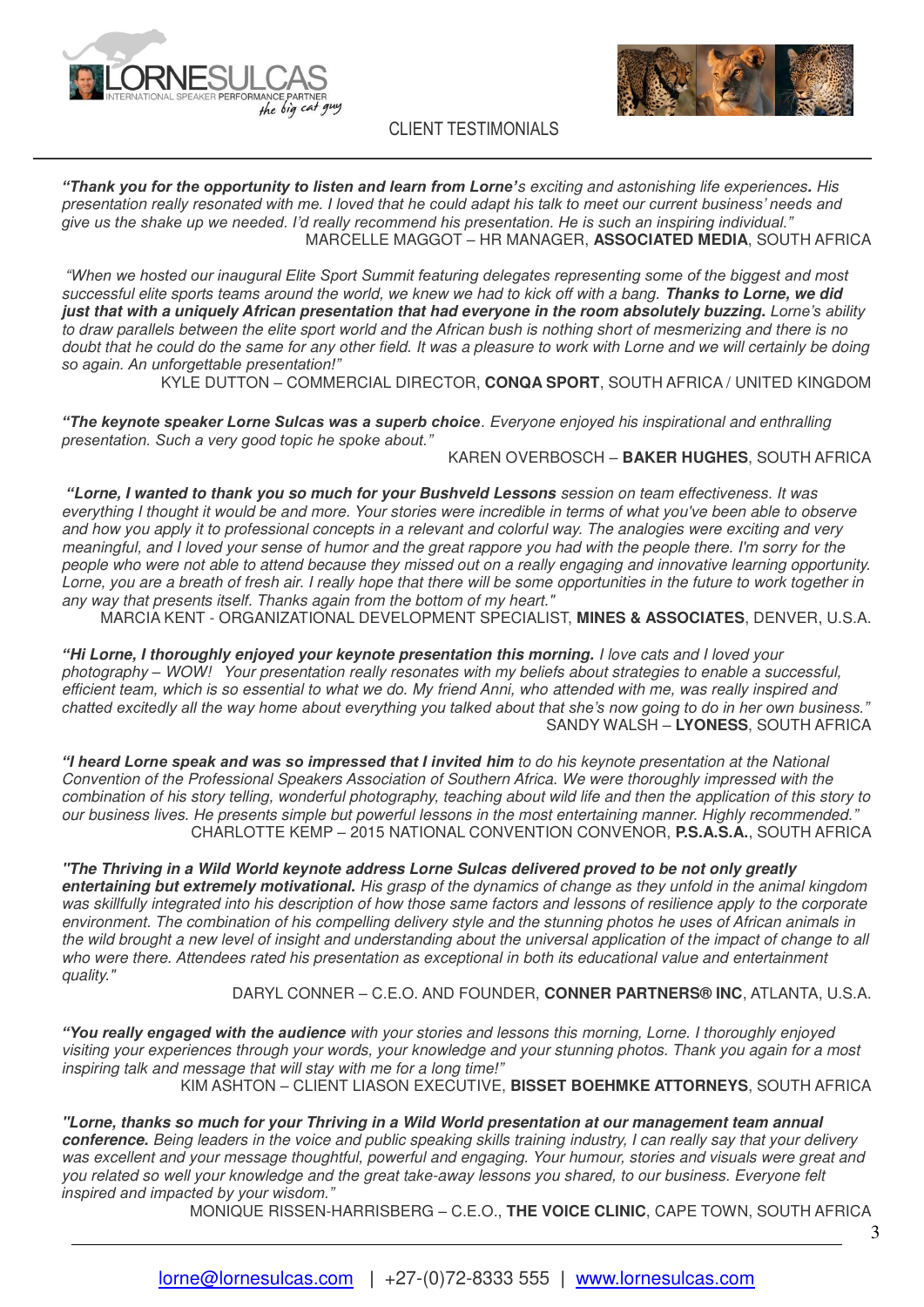## CLIENT TESTIMONIALS

***"Thank you for the opportunity to listen and learn from Lorne'****s exciting and astonishing life experiences**. His presentation really resonated with me. I loved that he could adapt his talk to meet our current business' needs and give us the shake up we needed. I'd really recommend his presentation. He is such an inspiring individual."*

MARCELLE MAGGOT – HR MANAGER, **ASSOCIATED MEDIA**, SOUTH AFRICA

*"When we hosted our inaugural Elite Sport Summit featuring delegates representing some of the biggest and most successful elite sports teams around the world, we knew we had to kick off with a bang.* ***Thanks to Lorne, we did just that with a uniquely African presentation that had everyone in the room absolutely buzzing.*** *Lorne's ability to draw parallels between the elite sport world and the African bush is nothing short of mesmerizing and there is no doubt that he could do the same for any other field. It was a pleasure to work with Lorne and we will certainly be doing so again. An unforgettable presentation!"*

KYLE DUTTON – COMMERCIAL DIRECTOR, **CONQA SPORT**, SOUTH AFRICA / UNITED KINGDOM

***"The keynote speaker Lorne Sulcas was a superb choice****. Everyone enjoyed his inspirational and enthralling presentation. Such a very good topic he spoke about."*

KAREN OVERBOSCH – **BAKER HUGHES**, SOUTH AFRICA

***"Lorne, I wanted to thank you so much for your Bushveld Lessons*** *session on team effectiveness. It was everything I thought it would be and more. Your stories were incredible in terms of what you've been able to observe and how you apply it to professional concepts in a relevant and colorful way. The analogies were exciting and very meaningful, and I loved your sense of humor and the great rappore you had with the people there. I'm sorry for the people who were not able to attend because they missed out on a really engaging and innovative learning opportunity. Lorne, you are a breath of fresh air. I really hope that there will be some opportunities in the future to work together in any way that presents itself. Thanks again from the bottom of my heart."*

MARCIA KENT - ORGANIZATIONAL DEVELOPMENT SPECIALIST, **MINES & ASSOCIATES**, DENVER, U.S.A.

***"Hi Lorne, I thoroughly enjoyed your keynote presentation this morning.*** *I love cats and I loved your photography – WOW! Your presentation really resonates with my beliefs about strategies to enable a successful, efficient team, which is so essential to what we do. My friend Anni, who attended with me, was really inspired and chatted excitedly all the way home about everything you talked about that she's now going to do in her own business."*

SANDY WALSH – **LYONESS**, SOUTH AFRICA

***"I heard Lorne speak and was so impressed that I invited him*** *to do his keynote presentation at the National Convention of the Professional Speakers Association of Southern Africa. We were thoroughly impressed with the combination of his story telling, wonderful photography, teaching about wild life and then the application of this story to our business lives. He presents simple but powerful lessons in the most entertaining manner. Highly recommended."*

CHARLOTTE KEMP – 2015 NATIONAL CONVENTION CONVENOR, **P.S.A.S.A.**, SOUTH AFRICA

***"The Thriving in a Wild World keynote address Lorne Sulcas delivered proved to be not only greatly entertaining but extremely motivational.*** *His grasp of the dynamics of change as they unfold in the animal kingdom was skillfully integrated into his description of how those same factors and lessons of resilience apply to the corporate environment. The combination of his compelling delivery style and the stunning photos he uses of African animals in the wild brought a new level of insight and understanding about the universal application of the impact of change to all who were there. Attendees rated his presentation as exceptional in both its educational value and entertainment quality."*

DARYL CONNER – C.E.O. AND FOUNDER, **CONNER PARTNERS® INC**, ATLANTA, U.S.A.

***"You really engaged with the audience*** *with your stories and lessons this morning, Lorne. I thoroughly enjoyed visiting your experiences through your words, your knowledge and your stunning photos. Thank you again for a most inspiring talk and message that will stay with me for a long time!"*

KIM ASHTON – CLIENT LIASON EXECUTIVE, **BISSET BOEHMKE ATTORNEYS**, SOUTH AFRICA

***"Lorne, thanks so much for your Thriving in a Wild World presentation at our management team annual conference.*** *Being leaders in the voice and public speaking skills training industry, I can really say that your delivery was excellent and your message thoughtful, powerful and engaging. Your humour, stories and visuals were great and you related so well your knowledge and the great take-away lessons you shared, to our business. Everyone felt inspired and impacted by your wisdom."*

MONIQUE RISSEN-HARRISBERG – C.E.O., **THE VOICE CLINIC**, CAPE TOWN, SOUTH AFRICA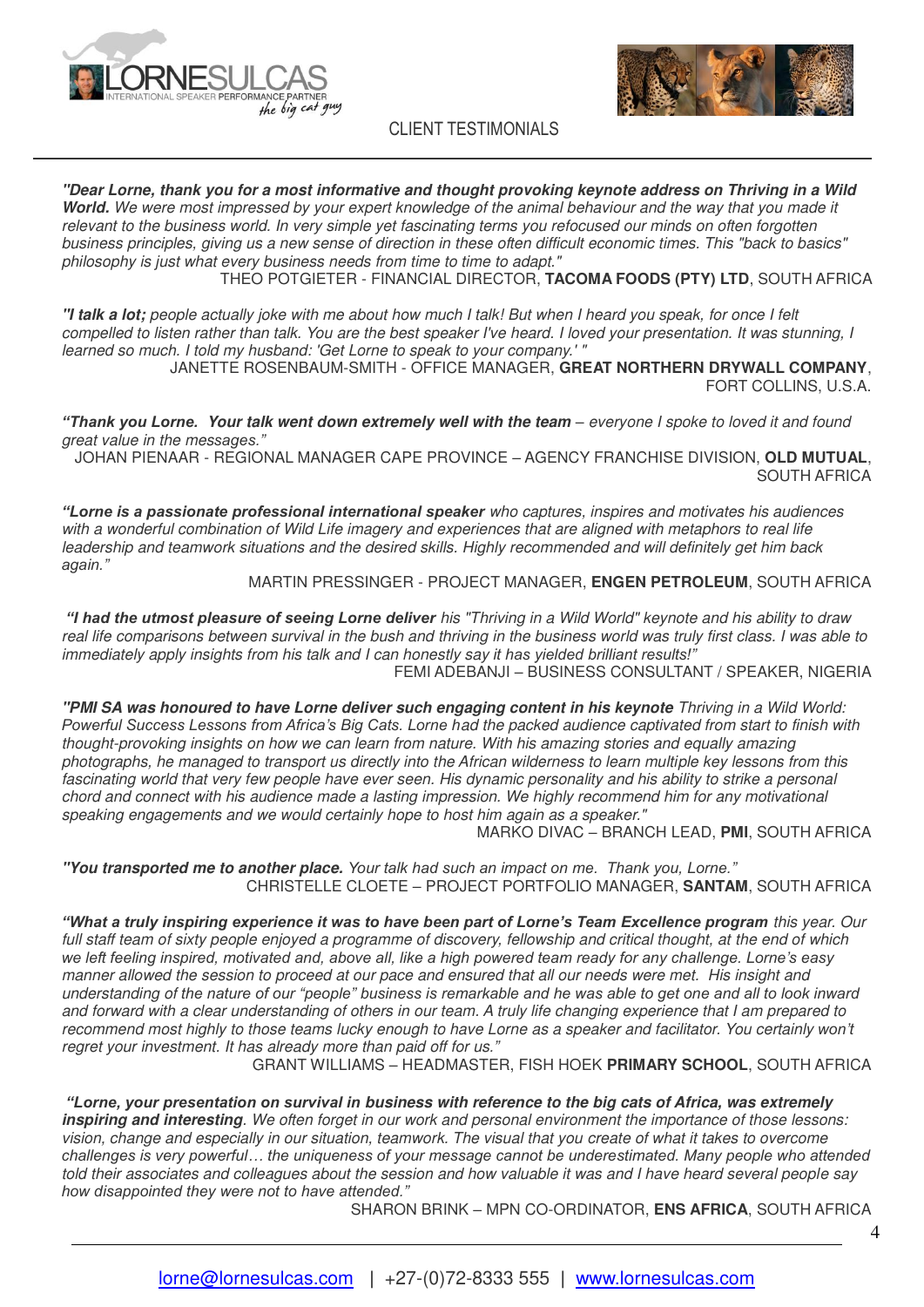CLIENT TESTIMONIALS

***"Dear Lorne, thank you for a most informative and thought provoking keynote address on Thriving in a Wild World.*** *We were most impressed by your expert knowledge of the animal behaviour and the way that you made it relevant to the business world. In very simple yet fascinating terms you refocused our minds on often forgotten business principles, giving us a new sense of direction in these often difficult economic times. This "back to basics" philosophy is just what every business needs from time to time to adapt."*

THEO POTGIETER - FINANCIAL DIRECTOR, **TACOMA FOODS (PTY) LTD**, SOUTH AFRICA

***"I talk a lot;*** *people actually joke with me about how much I talk! But when I heard you speak, for once I felt compelled to listen rather than talk. You are the best speaker I've heard. I loved your presentation. It was stunning, I learned so much. I told my husband: 'Get Lorne to speak to your company.' "*

JANETTE ROSENBAUM-SMITH - OFFICE MANAGER, **GREAT NORTHERN DRYWALL COMPANY**, FORT COLLINS, U.S.A.

***"Thank you Lorne. Your talk went down extremely well with the team*** *– everyone I spoke to loved it and found great value in the messages."*

JOHAN PIENAAR - REGIONAL MANAGER CAPE PROVINCE – AGENCY FRANCHISE DIVISION, **OLD MUTUAL**, SOUTH AFRICA

***"Lorne is a passionate professional international speaker*** *who captures, inspires and motivates his audiences with a wonderful combination of Wild Life imagery and experiences that are aligned with metaphors to real life leadership and teamwork situations and the desired skills. Highly recommended and will definitely get him back again."*

MARTIN PRESSINGER - PROJECT MANAGER, **ENGEN PETROLEUM**, SOUTH AFRICA

***"I had the utmost pleasure of seeing Lorne deliver*** *his "Thriving in a Wild World" keynote and his ability to draw real life comparisons between survival in the bush and thriving in the business world was truly first class. I was able to immediately apply insights from his talk and I can honestly say it has yielded brilliant results!"*

FEMI ADEBANJI – BUSINESS CONSULTANT / SPEAKER, NIGERIA

***"PMI SA was honoured to have Lorne deliver such engaging content in his keynote*** *Thriving in a Wild World: Powerful Success Lessons from Africa's Big Cats. Lorne had the packed audience captivated from start to finish with thought-provoking insights on how we can learn from nature. With his amazing stories and equally amazing photographs, he managed to transport us directly into the African wilderness to learn multiple key lessons from this fascinating world that very few people have ever seen. His dynamic personality and his ability to strike a personal chord and connect with his audience made a lasting impression. We highly recommend him for any motivational speaking engagements and we would certainly hope to host him again as a speaker."*

MARKO DIVAC – BRANCH LEAD, **PMI**, SOUTH AFRICA

***"You transported me to another place.*** *Your talk had such an impact on me. Thank you, Lorne."*

CHRISTELLE CLOETE – PROJECT PORTFOLIO MANAGER, **SANTAM**, SOUTH AFRICA

***"What a truly inspiring experience it was to have been part of Lorne's Team Excellence program*** *this year. Our full staff team of sixty people enjoyed a programme of discovery, fellowship and critical thought, at the end of which we left feeling inspired, motivated and, above all, like a high powered team ready for any challenge. Lorne's easy manner allowed the session to proceed at our pace and ensured that all our needs were met. His insight and understanding of the nature of our "people" business is remarkable and he was able to get one and all to look inward and forward with a clear understanding of others in our team. A truly life changing experience that I am prepared to recommend most highly to those teams lucky enough to have Lorne as a speaker and facilitator. You certainly won't regret your investment. It has already more than paid off for us."*

GRANT WILLIAMS – HEADMASTER, FISH HOEK **PRIMARY SCHOOL**, SOUTH AFRICA

***"Lorne, your presentation on survival in business with reference to the big cats of Africa, was extremely inspiring and interesting****. We often forget in our work and personal environment the importance of those lessons: vision, change and especially in our situation, teamwork. The visual that you create of what it takes to overcome challenges is very powerful… the uniqueness of your message cannot be underestimated. Many people who attended told their associates and colleagues about the session and how valuable it was and I have heard several people say how disappointed they were not to have attended."*

SHARON BRINK – MPN CO-ORDINATOR, **ENS AFRICA**, SOUTH AFRICA

lorne@lornesulcas.com | +27-(0)72-8333 555 | www.lornesulcas.com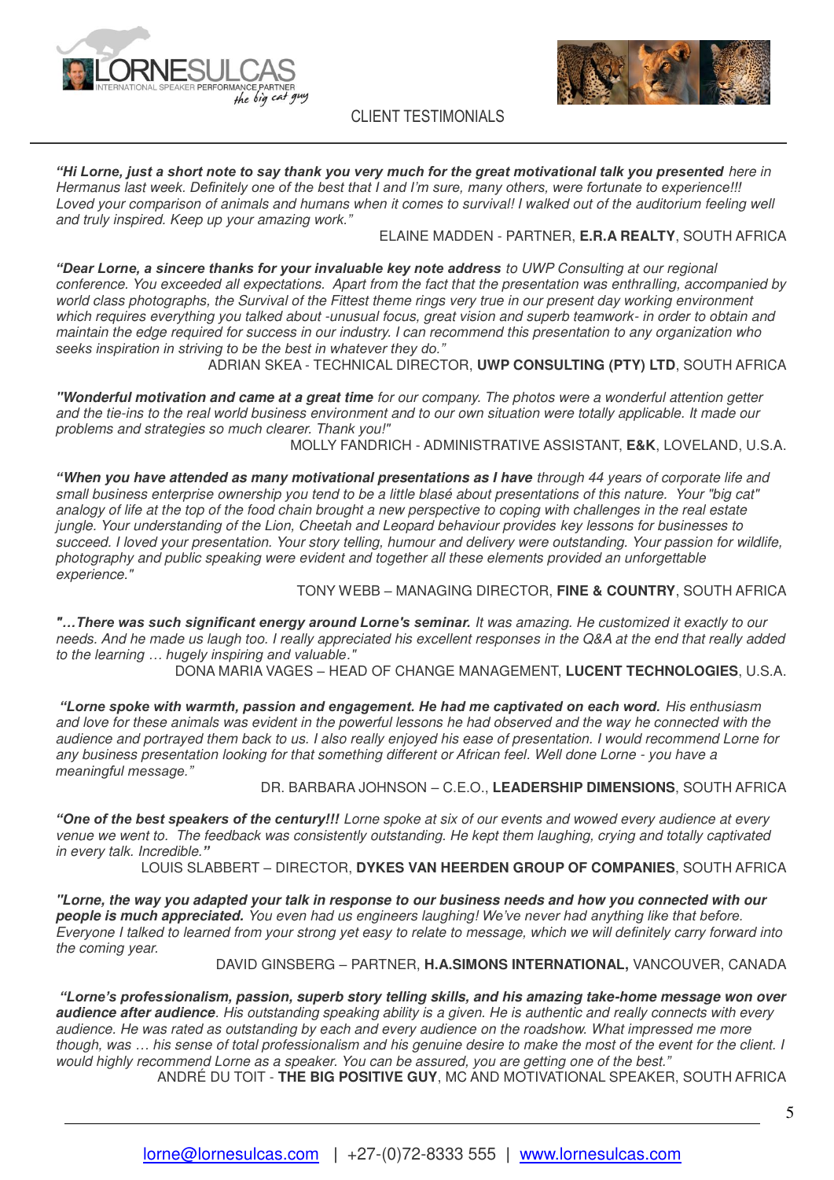LORNESULCAS
INTERNATIONAL SPEAKER PERFORMANCE PARTNER
*the big cat guy*

## CLIENT TESTIMONIALS

***"Hi Lorne, just a short note to say thank you very much for the great motivational talk you presented** here in Hermanus last week. Definitely one of the best that I and I'm sure, many others, were fortunate to experience!!! Loved your comparison of animals and humans when it comes to survival! I walked out of the auditorium feeling well and truly inspired. Keep up your amazing work."*

ELAINE MADDEN - PARTNER, **E.R.A REALTY**, SOUTH AFRICA

***"Dear Lorne, a sincere thanks for your invaluable key note address** to UWP Consulting at our regional conference. You exceeded all expectations. Apart from the fact that the presentation was enthralling, accompanied by world class photographs, the Survival of the Fittest theme rings very true in our present day working environment which requires everything you talked about -unusual focus, great vision and superb teamwork- in order to obtain and maintain the edge required for success in our industry. I can recommend this presentation to any organization who seeks inspiration in striving to be the best in whatever they do."*

ADRIAN SKEA - TECHNICAL DIRECTOR, **UWP CONSULTING (PTY) LTD**, SOUTH AFRICA

***"Wonderful motivation and came at a great time** for our company. The photos were a wonderful attention getter and the tie-ins to the real world business environment and to our own situation were totally applicable. It made our problems and strategies so much clearer. Thank you!"*

MOLLY FANDRICH - ADMINISTRATIVE ASSISTANT, **E&K**, LOVELAND, U.S.A.

***"When you have attended as many motivational presentations as I have** through 44 years of corporate life and small business enterprise ownership you tend to be a little blasé about presentations of this nature. Your "big cat" analogy of life at the top of the food chain brought a new perspective to coping with challenges in the real estate jungle. Your understanding of the Lion, Cheetah and Leopard behaviour provides key lessons for businesses to succeed. I loved your presentation. Your story telling, humour and delivery were outstanding. Your passion for wildlife, photography and public speaking were evident and together all these elements provided an unforgettable experience."*

TONY WEBB – MANAGING DIRECTOR, **FINE & COUNTRY**, SOUTH AFRICA

***"…There was such significant energy around Lorne's seminar.** It was amazing. He customized it exactly to our needs. And he made us laugh too. I really appreciated his excellent responses in the Q&A at the end that really added to the learning … hugely inspiring and valuable."*

DONA MARIA VAGES – HEAD OF CHANGE MANAGEMENT, **LUCENT TECHNOLOGIES**, U.S.A.

***"Lorne spoke with warmth, passion and engagement. He had me captivated on each word.** His enthusiasm and love for these animals was evident in the powerful lessons he had observed and the way he connected with the audience and portrayed them back to us. I also really enjoyed his ease of presentation. I would recommend Lorne for any business presentation looking for that something different or African feel. Well done Lorne - you have a meaningful message."*

DR. BARBARA JOHNSON – C.E.O., **LEADERSHIP DIMENSIONS**, SOUTH AFRICA

***"One of the best speakers of the century!!!** Lorne spoke at six of our events and wowed every audience at every venue we went to. The feedback was consistently outstanding. He kept them laughing, crying and totally captivated in every talk. Incredible."*

LOUIS SLABBERT – DIRECTOR, **DYKES VAN HEERDEN GROUP OF COMPANIES**, SOUTH AFRICA

***"Lorne, the way you adapted your talk in response to our business needs and how you connected with our people is much appreciated.** You even had us engineers laughing! We've never had anything like that before. Everyone I talked to learned from your strong yet easy to relate to message, which we will definitely carry forward into the coming year.*

DAVID GINSBERG – PARTNER, **H.A.SIMONS INTERNATIONAL,** VANCOUVER, CANADA

***"Lorne's professionalism, passion, superb story telling skills, and his amazing take-home message won over audience after audience**. His outstanding speaking ability is a given. He is authentic and really connects with every audience. He was rated as outstanding by each and every audience on the roadshow. What impressed me more though, was … his sense of total professionalism and his genuine desire to make the most of the event for the client. I would highly recommend Lorne as a speaker. You can be assured, you are getting one of the best."*

ANDRÉ DU TOIT - **THE BIG POSITIVE GUY**, MC AND MOTIVATIONAL SPEAKER, SOUTH AFRICA

lorne@lornesulcas.com | +27-(0)72-8333 555 | www.lornesulcas.com